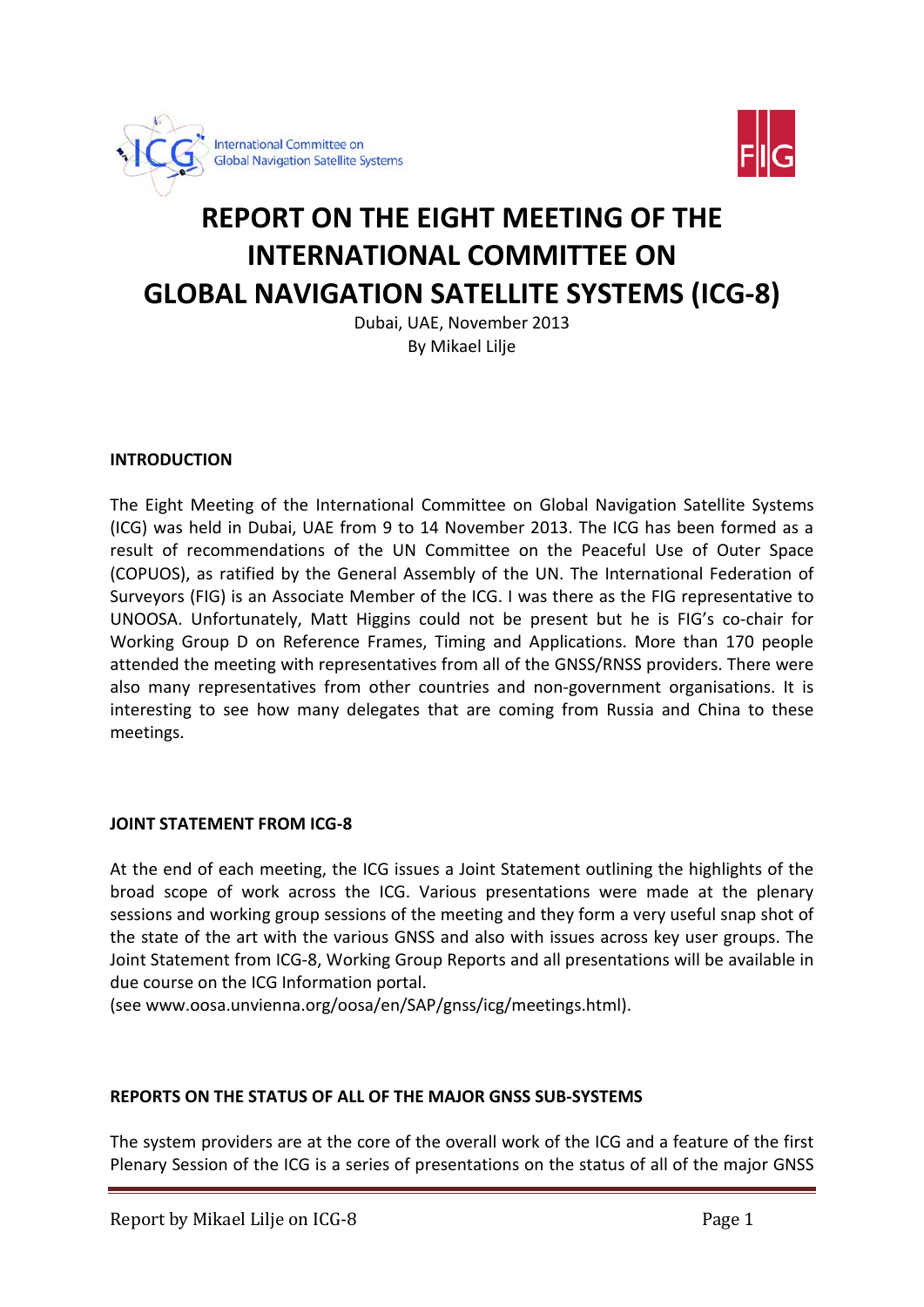# REPORT ON THE EIGHT MEETING OF THE INTERNATIONAL COMMITTEE ON GLOBAL NAVIGATION SATELLITE SYSTEMS (ICG-8)

Dubai, UAE, November 2013
By Mikael Lilje

## INTRODUCTION

The Eight Meeting of the International Committee on Global Navigation Satellite Systems (ICG) was held in Dubai, UAE from 9 to 14 November 2013. The ICG has been formed as a result of recommendations of the UN Committee on the Peaceful Use of Outer Space (COPUOS), as ratified by the General Assembly of the UN. The International Federation of Surveyors (FIG) is an Associate Member of the ICG. I was there as the FIG representative to UNOOSA. Unfortunately, Matt Higgins could not be present but he is FIG's co-chair for Working Group D on Reference Frames, Timing and Applications. More than 170 people attended the meeting with representatives from all of the GNSS/RNSS providers. There were also many representatives from other countries and non-government organisations. It is interesting to see how many delegates that are coming from Russia and China to these meetings.

## JOINT STATEMENT FROM ICG-8

At the end of each meeting, the ICG issues a Joint Statement outlining the highlights of the broad scope of work across the ICG. Various presentations were made at the plenary sessions and working group sessions of the meeting and they form a very useful snap shot of the state of the art with the various GNSS and also with issues across key user groups. The Joint Statement from ICG-8, Working Group Reports and all presentations will be available in due course on the ICG Information portal.
(see www.oosa.unvienna.org/oosa/en/SAP/gnss/icg/meetings.html).

## REPORTS ON THE STATUS OF ALL OF THE MAJOR GNSS SUB-SYSTEMS

The system providers are at the core of the overall work of the ICG and a feature of the first Plenary Session of the ICG is a series of presentations on the status of all of the major GNSS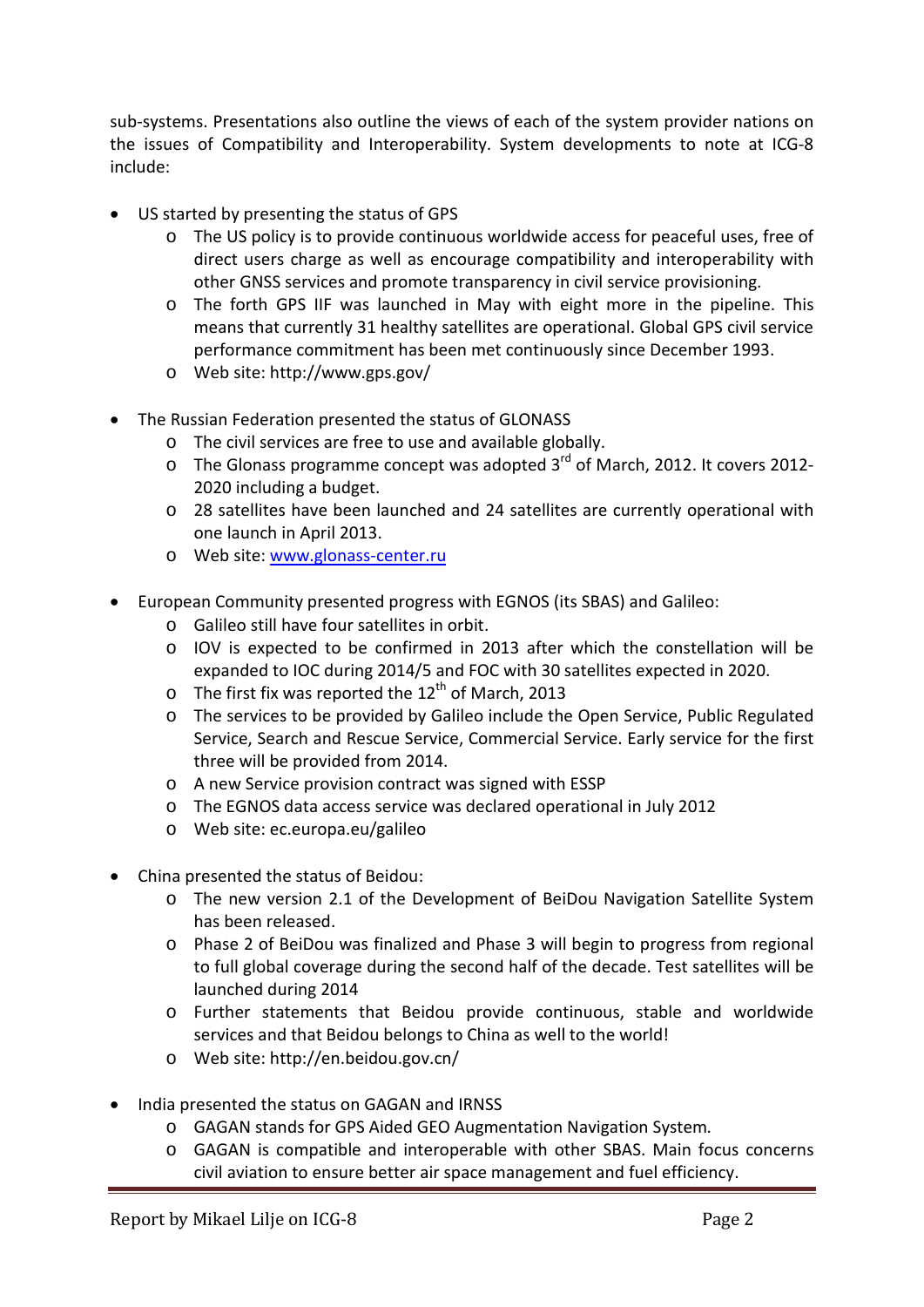sub-systems. Presentations also outline the views of each of the system provider nations on the issues of Compatibility and Interoperability. System developments to note at ICG-8 include:

- US started by presenting the status of GPS
  - The US policy is to provide continuous worldwide access for peaceful uses, free of direct users charge as well as encourage compatibility and interoperability with other GNSS services and promote transparency in civil service provisioning.
  - The forth GPS IIF was launched in May with eight more in the pipeline. This means that currently 31 healthy satellites are operational. Global GPS civil service performance commitment has been met continuously since December 1993.
  - Web site: http://www.gps.gov/

- The Russian Federation presented the status of GLONASS
  - The civil services are free to use and available globally.
  - The Glonass programme concept was adopted 3rd of March, 2012. It covers 2012-2020 including a budget.
  - 28 satellites have been launched and 24 satellites are currently operational with one launch in April 2013.
  - Web site: [www.glonass-center.ru](http://www.glonass-center.ru)

- European Community presented progress with EGNOS (its SBAS) and Galileo:
  - Galileo still have four satellites in orbit.
  - IOV is expected to be confirmed in 2013 after which the constellation will be expanded to IOC during 2014/5 and FOC with 30 satellites expected in 2020.
  - The first fix was reported the 12th of March, 2013
  - The services to be provided by Galileo include the Open Service, Public Regulated Service, Search and Rescue Service, Commercial Service. Early service for the first three will be provided from 2014.
  - A new Service provision contract was signed with ESSP
  - The EGNOS data access service was declared operational in July 2012
  - Web site: ec.europa.eu/galileo

- China presented the status of Beidou:
  - The new version 2.1 of the Development of BeiDou Navigation Satellite System has been released.
  - Phase 2 of BeiDou was finalized and Phase 3 will begin to progress from regional to full global coverage during the second half of the decade. Test satellites will be launched during 2014
  - Further statements that Beidou provide continuous, stable and worldwide services and that Beidou belongs to China as well to the world!
  - Web site: http://en.beidou.gov.cn/

- India presented the status on GAGAN and IRNSS
  - GAGAN stands for GPS Aided GEO Augmentation Navigation System.
  - GAGAN is compatible and interoperable with other SBAS. Main focus concerns civil aviation to ensure better air space management and fuel efficiency.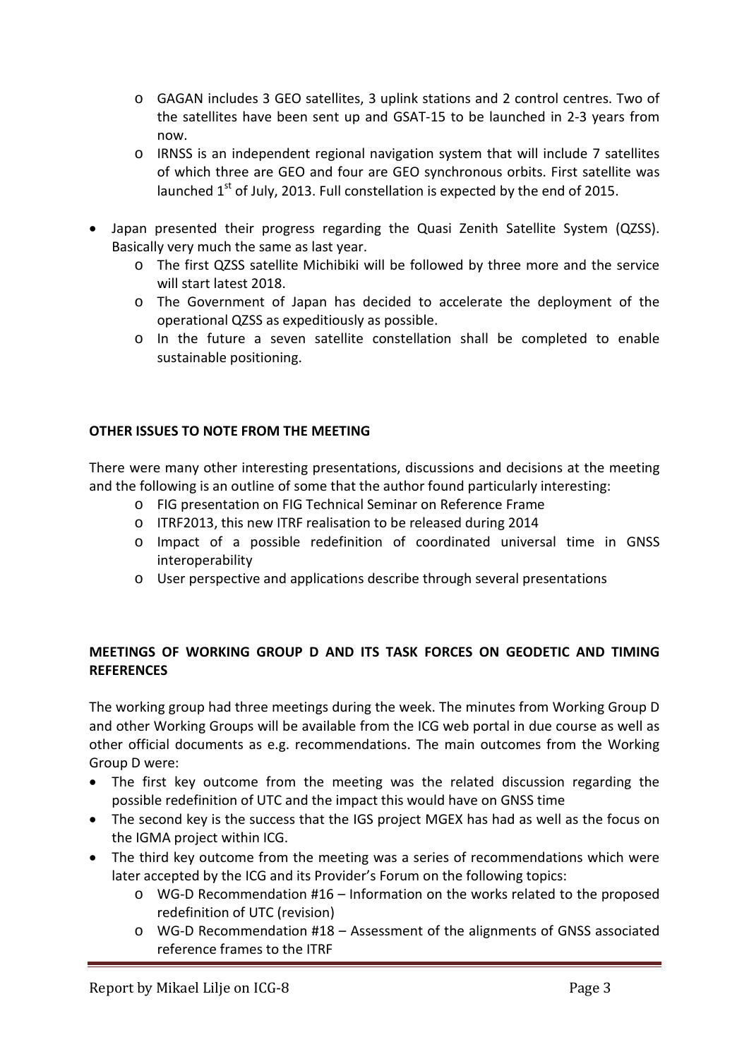- GAGAN includes 3 GEO satellites, 3 uplink stations and 2 control centres. Two of the satellites have been sent up and GSAT-15 to be launched in 2-3 years from now.
- IRNSS is an independent regional navigation system that will include 7 satellites of which three are GEO and four are GEO synchronous orbits. First satellite was launched 1st of July, 2013. Full constellation is expected by the end of 2015.

- Japan presented their progress regarding the Quasi Zenith Satellite System (QZSS). Basically very much the same as last year.
  - The first QZSS satellite Michibiki will be followed by three more and the service will start latest 2018.
  - The Government of Japan has decided to accelerate the deployment of the operational QZSS as expeditiously as possible.
  - In the future a seven satellite constellation shall be completed to enable sustainable positioning.

**OTHER ISSUES TO NOTE FROM THE MEETING**

There were many other interesting presentations, discussions and decisions at the meeting and the following is an outline of some that the author found particularly interesting:

- FIG presentation on FIG Technical Seminar on Reference Frame
- ITRF2013, this new ITRF realisation to be released during 2014
- Impact of a possible redefinition of coordinated universal time in GNSS interoperability
- User perspective and applications describe through several presentations

**MEETINGS OF WORKING GROUP D AND ITS TASK FORCES ON GEODETIC AND TIMING REFERENCES**

The working group had three meetings during the week. The minutes from Working Group D and other Working Groups will be available from the ICG web portal in due course as well as other official documents as e.g. recommendations. The main outcomes from the Working Group D were:

- The first key outcome from the meeting was the related discussion regarding the possible redefinition of UTC and the impact this would have on GNSS time
- The second key is the success that the IGS project MGEX has had as well as the focus on the IGMA project within ICG.
- The third key outcome from the meeting was a series of recommendations which were later accepted by the ICG and its Provider's Forum on the following topics:
  - WG-D Recommendation #16 – Information on the works related to the proposed redefinition of UTC (revision)
  - WG-D Recommendation #18 – Assessment of the alignments of GNSS associated reference frames to the ITRF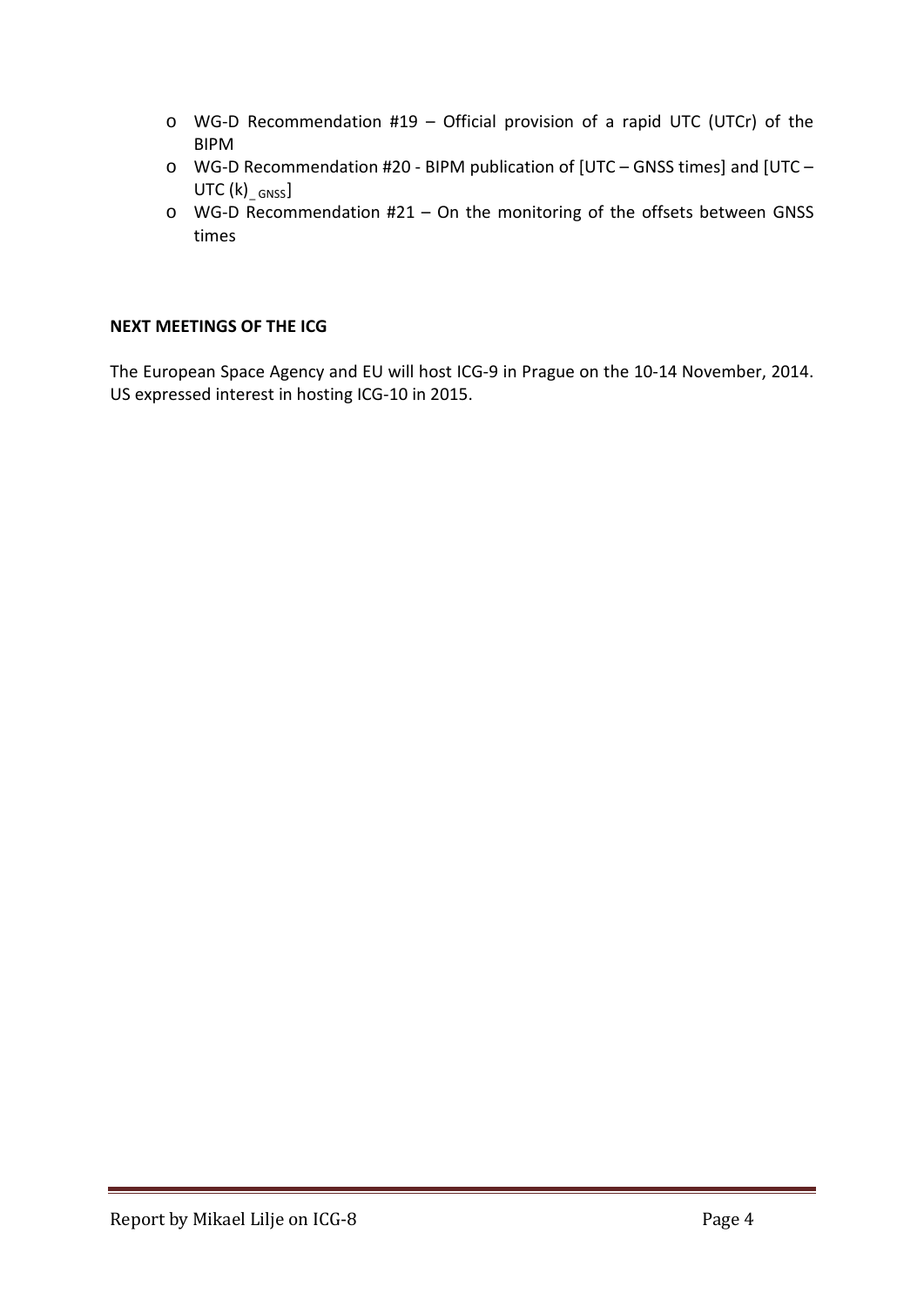- WG-D Recommendation #19 – Official provision of a rapid UTC (UTCr) of the BIPM
- WG-D Recommendation #20 - BIPM publication of [UTC – GNSS times] and [UTC – UTC (k)$_{\_GNSS}$]
- WG-D Recommendation #21 – On the monitoring of the offsets between GNSS times

**NEXT MEETINGS OF THE ICG**

The European Space Agency and EU will host ICG-9 in Prague on the 10-14 November, 2014. US expressed interest in hosting ICG-10 in 2015.